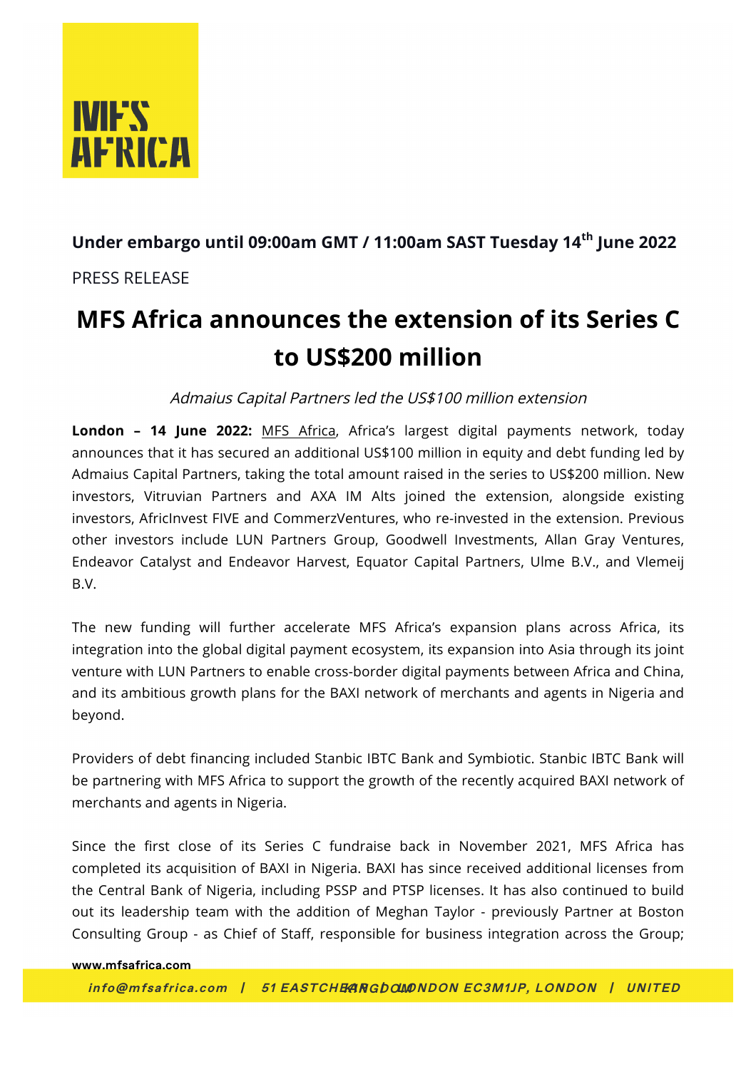MFS AFRICA

**Under embargo until 09:00am GMT / 11:00am SAST Tuesday 14th June 2022**

PRESS RELEASE

# MFS Africa announces the extension of its Series C to US$200 million

*Admaius Capital Partners led the US$100 million extension*

**London – 14 June 2022:** MFS Africa, Africa's largest digital payments network, today announces that it has secured an additional US$100 million in equity and debt funding led by Admaius Capital Partners, taking the total amount raised in the series to US$200 million. New investors, Vitruvian Partners and AXA IM Alts joined the extension, alongside existing investors, AfricInvest FIVE and CommerzVentures, who re-invested in the extension. Previous other investors include LUN Partners Group, Goodwell Investments, Allan Gray Ventures, Endeavor Catalyst and Endeavor Harvest, Equator Capital Partners, Ulme B.V., and Vlemeij B.V.

The new funding will further accelerate MFS Africa's expansion plans across Africa, its integration into the global digital payment ecosystem, its expansion into Asia through its joint venture with LUN Partners to enable cross-border digital payments between Africa and China, and its ambitious growth plans for the BAXI network of merchants and agents in Nigeria and beyond.

Providers of debt financing included Stanbic IBTC Bank and Symbiotic. Stanbic IBTC Bank will be partnering with MFS Africa to support the growth of the recently acquired BAXI network of merchants and agents in Nigeria.

Since the first close of its Series C fundraise back in November 2021, MFS Africa has completed its acquisition of BAXI in Nigeria. BAXI has since received additional licenses from the Central Bank of Nigeria, including PSSP and PTSP licenses. It has also continued to build out its leadership team with the addition of Meghan Taylor - previously Partner at Boston Consulting Group - as Chief of Staff, responsible for business integration across the Group;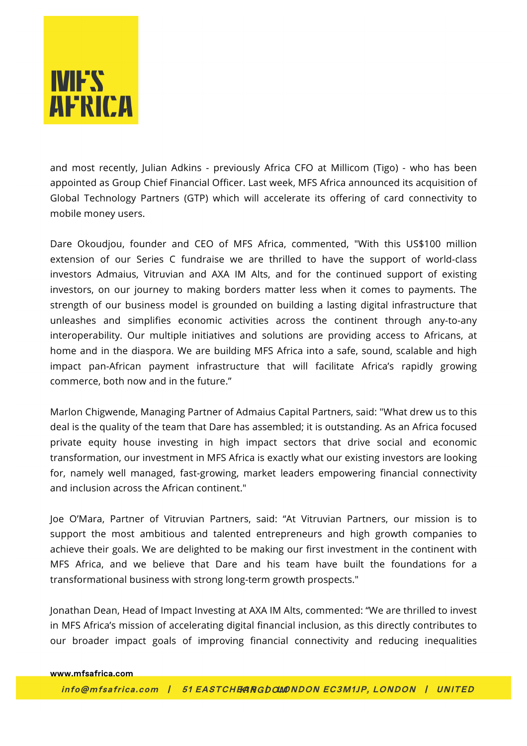and most recently, Julian Adkins - previously Africa CFO at Millicom (Tigo) - who has been appointed as Group Chief Financial Officer. Last week, MFS Africa announced its acquisition of Global Technology Partners (GTP) which will accelerate its offering of card connectivity to mobile money users.

Dare Okoudjou, founder and CEO of MFS Africa, commented, "With this US$100 million extension of our Series C fundraise we are thrilled to have the support of world-class investors Admaius, Vitruvian and AXA IM Alts, and for the continued support of existing investors, on our journey to making borders matter less when it comes to payments. The strength of our business model is grounded on building a lasting digital infrastructure that unleashes and simplifies economic activities across the continent through any-to-any interoperability. Our multiple initiatives and solutions are providing access to Africans, at home and in the diaspora. We are building MFS Africa into a safe, sound, scalable and high impact pan-African payment infrastructure that will facilitate Africa's rapidly growing commerce, both now and in the future."

Marlon Chigwende, Managing Partner of Admaius Capital Partners, said: "What drew us to this deal is the quality of the team that Dare has assembled; it is outstanding. As an Africa focused private equity house investing in high impact sectors that drive social and economic transformation, our investment in MFS Africa is exactly what our existing investors are looking for, namely well managed, fast-growing, market leaders empowering financial connectivity and inclusion across the African continent."

Joe O'Mara, Partner of Vitruvian Partners, said: "At Vitruvian Partners, our mission is to support the most ambitious and talented entrepreneurs and high growth companies to achieve their goals. We are delighted to be making our first investment in the continent with MFS Africa, and we believe that Dare and his team have built the foundations for a transformational business with strong long-term growth prospects."

Jonathan Dean, Head of Impact Investing at AXA IM Alts, commented: "We are thrilled to invest in MFS Africa's mission of accelerating digital financial inclusion, as this directly contributes to our broader impact goals of improving financial connectivity and reducing inequalities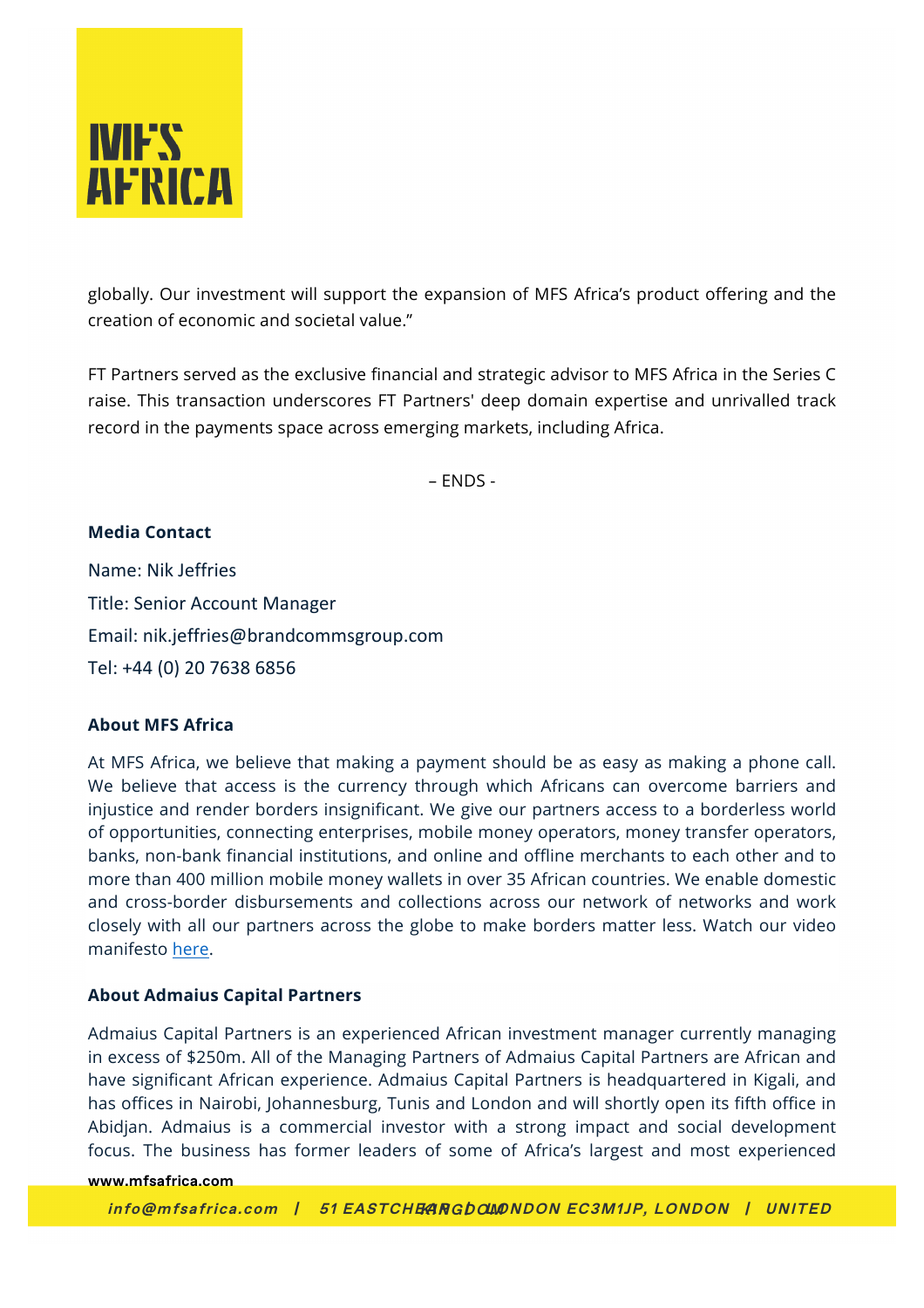globally. Our investment will support the expansion of MFS Africa's product offering and the creation of economic and societal value."

FT Partners served as the exclusive financial and strategic advisor to MFS Africa in the Series C raise. This transaction underscores FT Partners' deep domain expertise and unrivalled track record in the payments space across emerging markets, including Africa.

– ENDS -

**Media Contact**

Name: Nik Jeffries

Title: Senior Account Manager

Email: nik.jeffries@brandcommsgroup.com

Tel: +44 (0) 20 7638 6856

**About MFS Africa**

At MFS Africa, we believe that making a payment should be as easy as making a phone call. We believe that access is the currency through which Africans can overcome barriers and injustice and render borders insignificant. We give our partners access to a borderless world of opportunities, connecting enterprises, mobile money operators, money transfer operators, banks, non-bank financial institutions, and online and offline merchants to each other and to more than 400 million mobile money wallets in over 35 African countries. We enable domestic and cross-border disbursements and collections across our network of networks and work closely with all our partners across the globe to make borders matter less. Watch our video manifesto [here](here).

**About Admaius Capital Partners**

Admaius Capital Partners is an experienced African investment manager currently managing in excess of $250m. All of the Managing Partners of Admaius Capital Partners are African and have significant African experience. Admaius Capital Partners is headquartered in Kigali, and has offices in Nairobi, Johannesburg, Tunis and London and will shortly open its fifth office in Abidjan. Admaius is a commercial investor with a strong impact and social development focus. The business has former leaders of some of Africa's largest and most experienced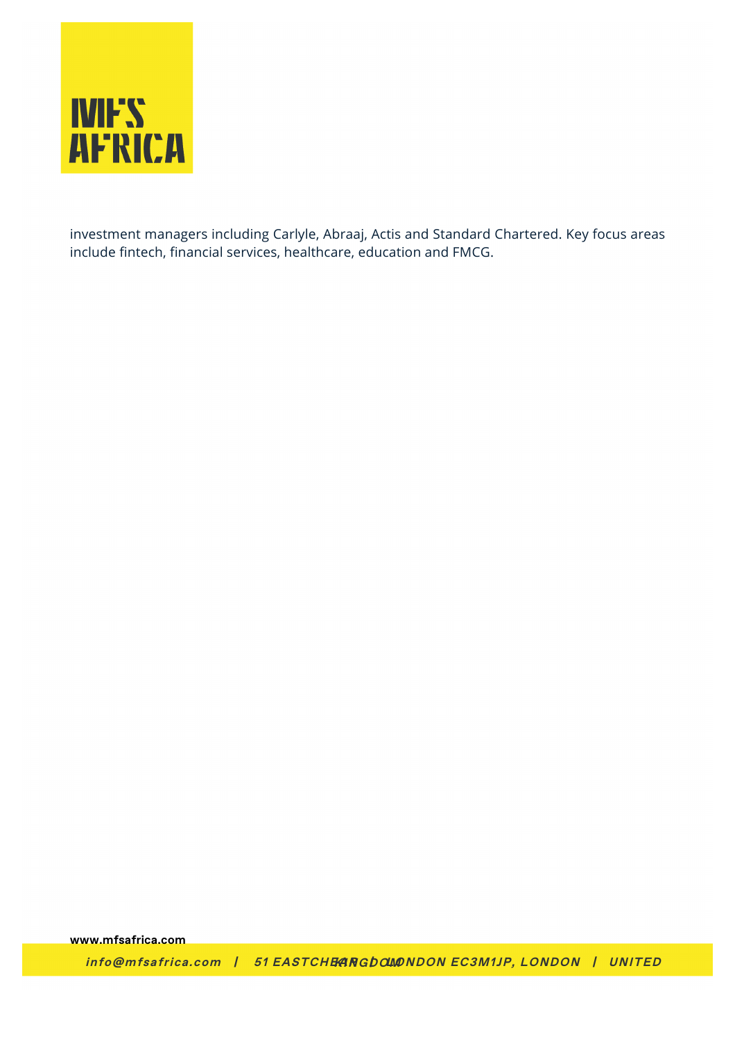investment managers including Carlyle, Abraaj, Actis and Standard Chartered. Key focus areas include fintech, financial services, healthcare, education and FMCG.